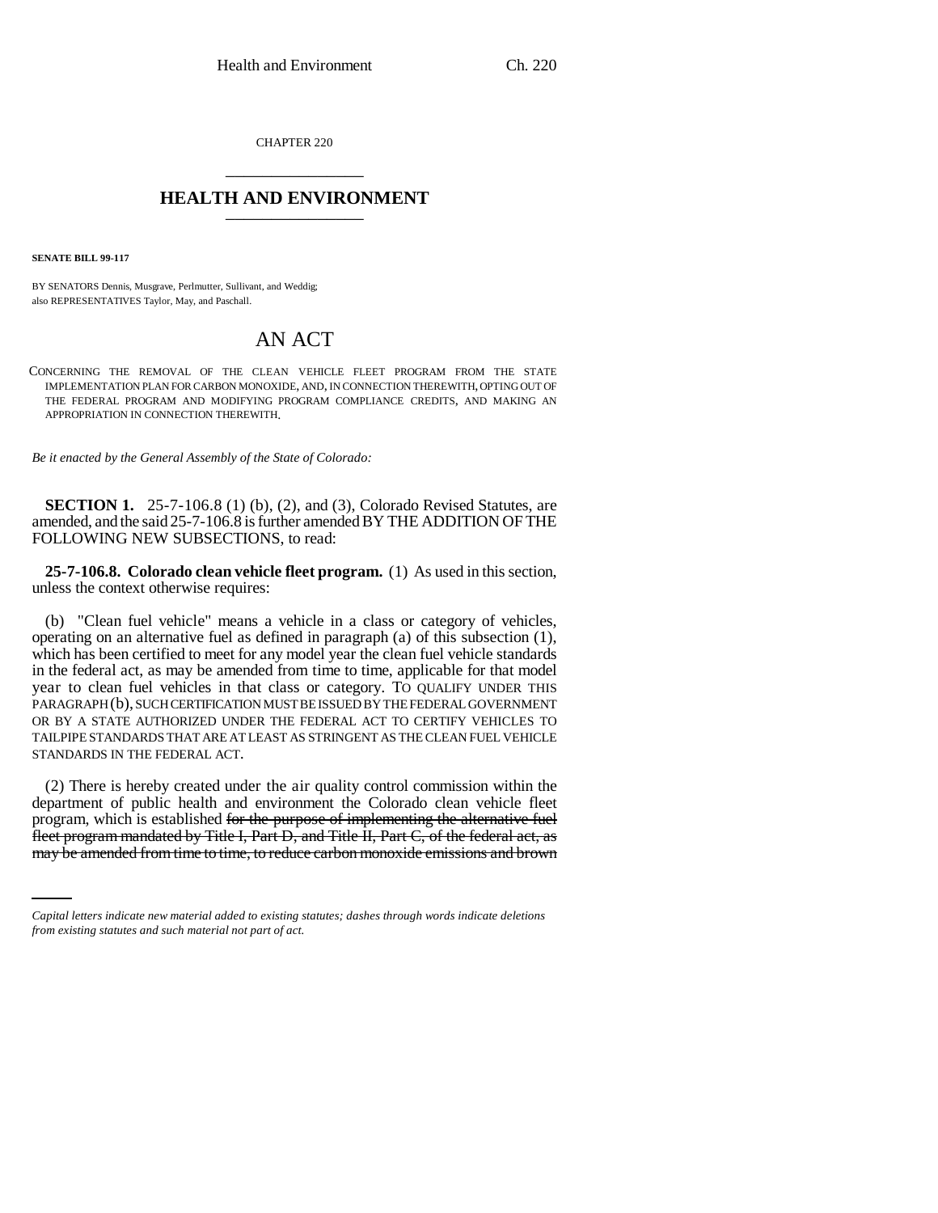CHAPTER 220

# HEALTH AND ENVIRONMENT

**SENATE BILL 99-117**

BY SENATORS Dennis, Musgrave, Perlmutter, Sullivant, and Weddig;
also REPRESENTATIVES Taylor, May, and Paschall.

## AN ACT

CONCERNING THE REMOVAL OF THE CLEAN VEHICLE FLEET PROGRAM FROM THE STATE IMPLEMENTATION PLAN FOR CARBON MONOXIDE, AND, IN CONNECTION THEREWITH, OPTING OUT OF THE FEDERAL PROGRAM AND MODIFYING PROGRAM COMPLIANCE CREDITS, AND MAKING AN APPROPRIATION IN CONNECTION THEREWITH.

*Be it enacted by the General Assembly of the State of Colorado:*

**SECTION 1.** 25-7-106.8 (1) (b), (2), and (3), Colorado Revised Statutes, are amended, and the said 25-7-106.8 is further amended BY THE ADDITION OF THE FOLLOWING NEW SUBSECTIONS, to read:

**25-7-106.8. Colorado clean vehicle fleet program.** (1) As used in this section, unless the context otherwise requires:

(b) "Clean fuel vehicle" means a vehicle in a class or category of vehicles, operating on an alternative fuel as defined in paragraph (a) of this subsection (1), which has been certified to meet for any model year the clean fuel vehicle standards in the federal act, as may be amended from time to time, applicable for that model year to clean fuel vehicles in that class or category. TO QUALIFY UNDER THIS PARAGRAPH (b), SUCH CERTIFICATION MUST BE ISSUED BY THE FEDERAL GOVERNMENT OR BY A STATE AUTHORIZED UNDER THE FEDERAL ACT TO CERTIFY VEHICLES TO TAILPIPE STANDARDS THAT ARE AT LEAST AS STRINGENT AS THE CLEAN FUEL VEHICLE STANDARDS IN THE FEDERAL ACT.

(2) There is hereby created under the air quality control commission within the department of public health and environment the Colorado clean vehicle fleet program, which is established ~~for the purpose of implementing the alternative fuel fleet program mandated by Title I, Part D, and Title II, Part C, of the federal act, as may be amended from time to time, to reduce carbon monoxide emissions and brown~~

*Capital letters indicate new material added to existing statutes; dashes through words indicate deletions from existing statutes and such material not part of act.*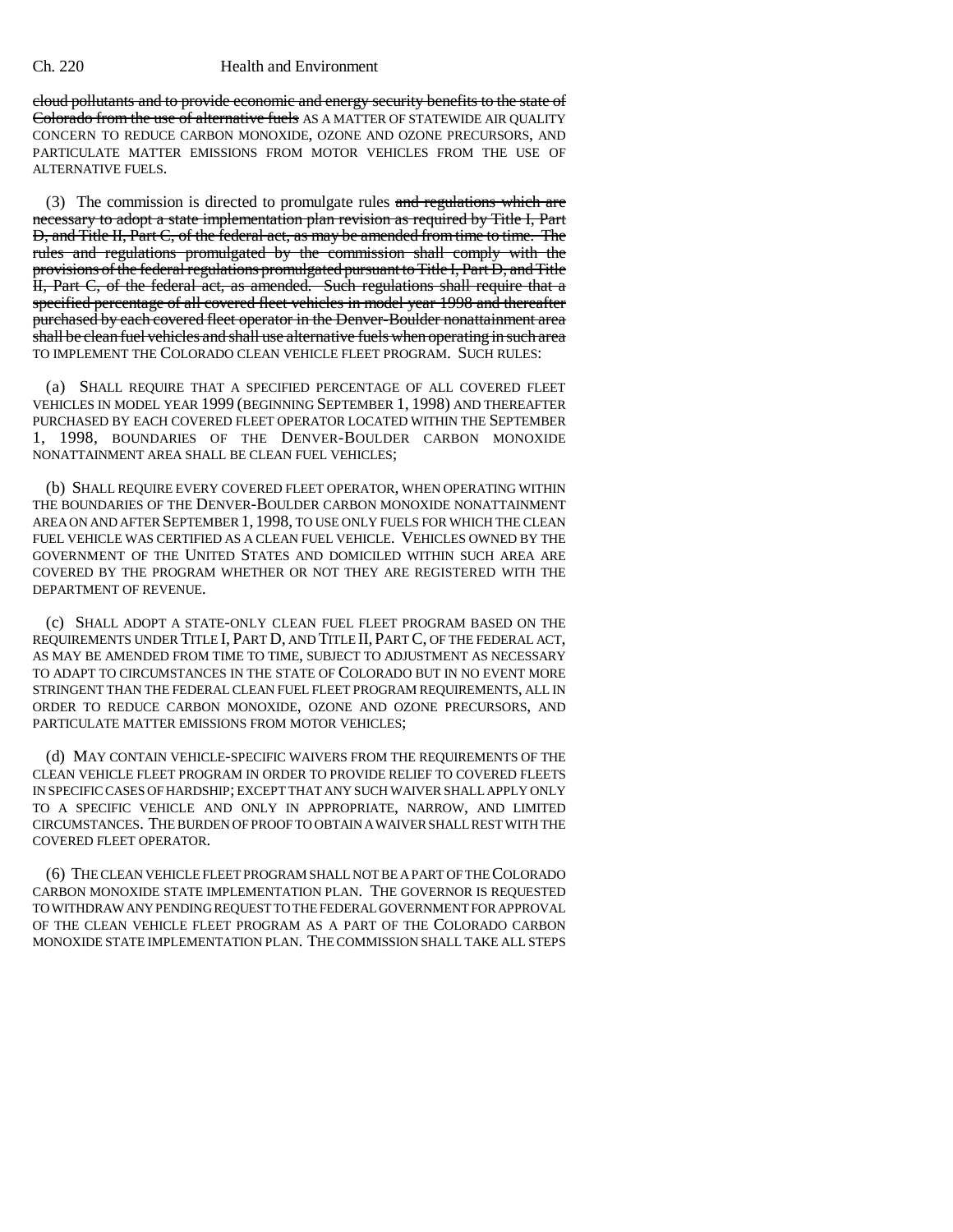~~cloud pollutants and to provide economic and energy security benefits to the state of Colorado from the use of alternative fuels~~ AS A MATTER OF STATEWIDE AIR QUALITY CONCERN TO REDUCE CARBON MONOXIDE, OZONE AND OZONE PRECURSORS, AND PARTICULATE MATTER EMISSIONS FROM MOTOR VEHICLES FROM THE USE OF ALTERNATIVE FUELS.

(3) The commission is directed to promulgate rules ~~and regulations which are necessary to adopt a state implementation plan revision as required by Title I, Part D, and Title II, Part C, of the federal act, as may be amended from time to time. The rules and regulations promulgated by the commission shall comply with the provisions of the federal regulations promulgated pursuant to Title I, Part D, and Title II, Part C, of the federal act, as amended. Such regulations shall require that a specified percentage of all covered fleet vehicles in model year 1998 and thereafter purchased by each covered fleet operator in the Denver-Boulder nonattainment area shall be clean fuel vehicles and shall use alternative fuels when operating in such area~~ TO IMPLEMENT THE COLORADO CLEAN VEHICLE FLEET PROGRAM. SUCH RULES:

(a) SHALL REQUIRE THAT A SPECIFIED PERCENTAGE OF ALL COVERED FLEET VEHICLES IN MODEL YEAR 1999 (BEGINNING SEPTEMBER 1, 1998) AND THEREAFTER PURCHASED BY EACH COVERED FLEET OPERATOR LOCATED WITHIN THE SEPTEMBER 1, 1998, BOUNDARIES OF THE DENVER-BOULDER CARBON MONOXIDE NONATTAINMENT AREA SHALL BE CLEAN FUEL VEHICLES;

(b) SHALL REQUIRE EVERY COVERED FLEET OPERATOR, WHEN OPERATING WITHIN THE BOUNDARIES OF THE DENVER-BOULDER CARBON MONOXIDE NONATTAINMENT AREA ON AND AFTER SEPTEMBER 1, 1998, TO USE ONLY FUELS FOR WHICH THE CLEAN FUEL VEHICLE WAS CERTIFIED AS A CLEAN FUEL VEHICLE. VEHICLES OWNED BY THE GOVERNMENT OF THE UNITED STATES AND DOMICILED WITHIN SUCH AREA ARE COVERED BY THE PROGRAM WHETHER OR NOT THEY ARE REGISTERED WITH THE DEPARTMENT OF REVENUE.

(c) SHALL ADOPT A STATE-ONLY CLEAN FUEL FLEET PROGRAM BASED ON THE REQUIREMENTS UNDER TITLE I, PART D, AND TITLE II, PART C, OF THE FEDERAL ACT, AS MAY BE AMENDED FROM TIME TO TIME, SUBJECT TO ADJUSTMENT AS NECESSARY TO ADAPT TO CIRCUMSTANCES IN THE STATE OF COLORADO BUT IN NO EVENT MORE STRINGENT THAN THE FEDERAL CLEAN FUEL FLEET PROGRAM REQUIREMENTS, ALL IN ORDER TO REDUCE CARBON MONOXIDE, OZONE AND OZONE PRECURSORS, AND PARTICULATE MATTER EMISSIONS FROM MOTOR VEHICLES;

(d) MAY CONTAIN VEHICLE-SPECIFIC WAIVERS FROM THE REQUIREMENTS OF THE CLEAN VEHICLE FLEET PROGRAM IN ORDER TO PROVIDE RELIEF TO COVERED FLEETS IN SPECIFIC CASES OF HARDSHIP; EXCEPT THAT ANY SUCH WAIVER SHALL APPLY ONLY TO A SPECIFIC VEHICLE AND ONLY IN APPROPRIATE, NARROW, AND LIMITED CIRCUMSTANCES. THE BURDEN OF PROOF TO OBTAIN A WAIVER SHALL REST WITH THE COVERED FLEET OPERATOR.

(6) THE CLEAN VEHICLE FLEET PROGRAM SHALL NOT BE A PART OF THE COLORADO CARBON MONOXIDE STATE IMPLEMENTATION PLAN. THE GOVERNOR IS REQUESTED TO WITHDRAW ANY PENDING REQUEST TO THE FEDERAL GOVERNMENT FOR APPROVAL OF THE CLEAN VEHICLE FLEET PROGRAM AS A PART OF THE COLORADO CARBON MONOXIDE STATE IMPLEMENTATION PLAN. THE COMMISSION SHALL TAKE ALL STEPS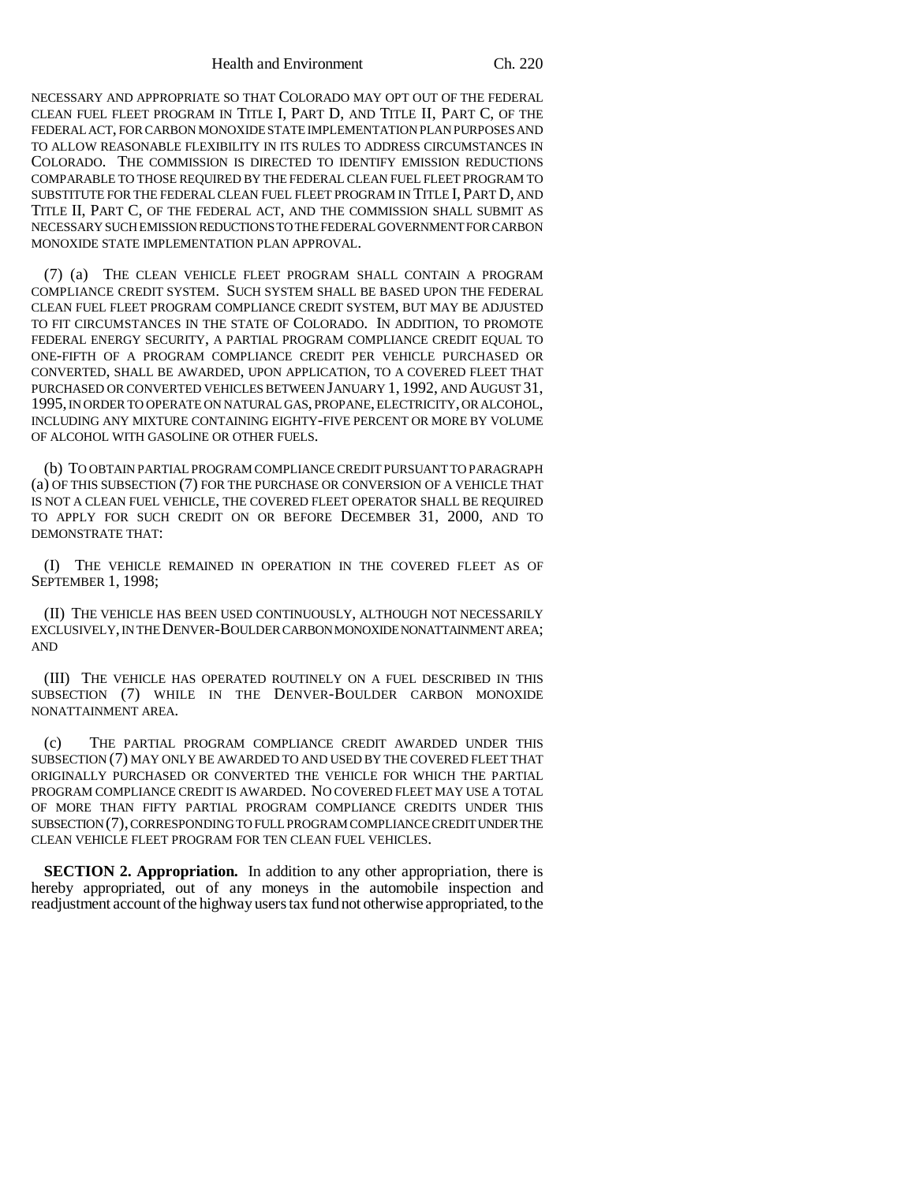NECESSARY AND APPROPRIATE SO THAT COLORADO MAY OPT OUT OF THE FEDERAL CLEAN FUEL FLEET PROGRAM IN TITLE I, PART D, AND TITLE II, PART C, OF THE FEDERAL ACT, FOR CARBON MONOXIDE STATE IMPLEMENTATION PLAN PURPOSES AND TO ALLOW REASONABLE FLEXIBILITY IN ITS RULES TO ADDRESS CIRCUMSTANCES IN COLORADO. THE COMMISSION IS DIRECTED TO IDENTIFY EMISSION REDUCTIONS COMPARABLE TO THOSE REQUIRED BY THE FEDERAL CLEAN FUEL FLEET PROGRAM TO SUBSTITUTE FOR THE FEDERAL CLEAN FUEL FLEET PROGRAM IN TITLE I, PART D, AND TITLE II, PART C, OF THE FEDERAL ACT, AND THE COMMISSION SHALL SUBMIT AS NECESSARY SUCH EMISSION REDUCTIONS TO THE FEDERAL GOVERNMENT FOR CARBON MONOXIDE STATE IMPLEMENTATION PLAN APPROVAL.

(7) (a) THE CLEAN VEHICLE FLEET PROGRAM SHALL CONTAIN A PROGRAM COMPLIANCE CREDIT SYSTEM. SUCH SYSTEM SHALL BE BASED UPON THE FEDERAL CLEAN FUEL FLEET PROGRAM COMPLIANCE CREDIT SYSTEM, BUT MAY BE ADJUSTED TO FIT CIRCUMSTANCES IN THE STATE OF COLORADO. IN ADDITION, TO PROMOTE FEDERAL ENERGY SECURITY, A PARTIAL PROGRAM COMPLIANCE CREDIT EQUAL TO ONE-FIFTH OF A PROGRAM COMPLIANCE CREDIT PER VEHICLE PURCHASED OR CONVERTED, SHALL BE AWARDED, UPON APPLICATION, TO A COVERED FLEET THAT PURCHASED OR CONVERTED VEHICLES BETWEEN JANUARY 1, 1992, AND AUGUST 31, 1995, IN ORDER TO OPERATE ON NATURAL GAS, PROPANE, ELECTRICITY, OR ALCOHOL, INCLUDING ANY MIXTURE CONTAINING EIGHTY-FIVE PERCENT OR MORE BY VOLUME OF ALCOHOL WITH GASOLINE OR OTHER FUELS.

(b) TO OBTAIN PARTIAL PROGRAM COMPLIANCE CREDIT PURSUANT TO PARAGRAPH (a) OF THIS SUBSECTION (7) FOR THE PURCHASE OR CONVERSION OF A VEHICLE THAT IS NOT A CLEAN FUEL VEHICLE, THE COVERED FLEET OPERATOR SHALL BE REQUIRED TO APPLY FOR SUCH CREDIT ON OR BEFORE DECEMBER 31, 2000, AND TO DEMONSTRATE THAT:

(I) THE VEHICLE REMAINED IN OPERATION IN THE COVERED FLEET AS OF SEPTEMBER 1, 1998;

(II) THE VEHICLE HAS BEEN USED CONTINUOUSLY, ALTHOUGH NOT NECESSARILY EXCLUSIVELY, IN THE DENVER-BOULDER CARBON MONOXIDE NONATTAINMENT AREA; AND

(III) THE VEHICLE HAS OPERATED ROUTINELY ON A FUEL DESCRIBED IN THIS SUBSECTION (7) WHILE IN THE DENVER-BOULDER CARBON MONOXIDE NONATTAINMENT AREA.

(c) THE PARTIAL PROGRAM COMPLIANCE CREDIT AWARDED UNDER THIS SUBSECTION (7) MAY ONLY BE AWARDED TO AND USED BY THE COVERED FLEET THAT ORIGINALLY PURCHASED OR CONVERTED THE VEHICLE FOR WHICH THE PARTIAL PROGRAM COMPLIANCE CREDIT IS AWARDED. NO COVERED FLEET MAY USE A TOTAL OF MORE THAN FIFTY PARTIAL PROGRAM COMPLIANCE CREDITS UNDER THIS SUBSECTION (7), CORRESPONDING TO FULL PROGRAM COMPLIANCE CREDIT UNDER THE CLEAN VEHICLE FLEET PROGRAM FOR TEN CLEAN FUEL VEHICLES.

**SECTION 2. Appropriation.** In addition to any other appropriation, there is hereby appropriated, out of any moneys in the automobile inspection and readjustment account of the highway users tax fund not otherwise appropriated, to the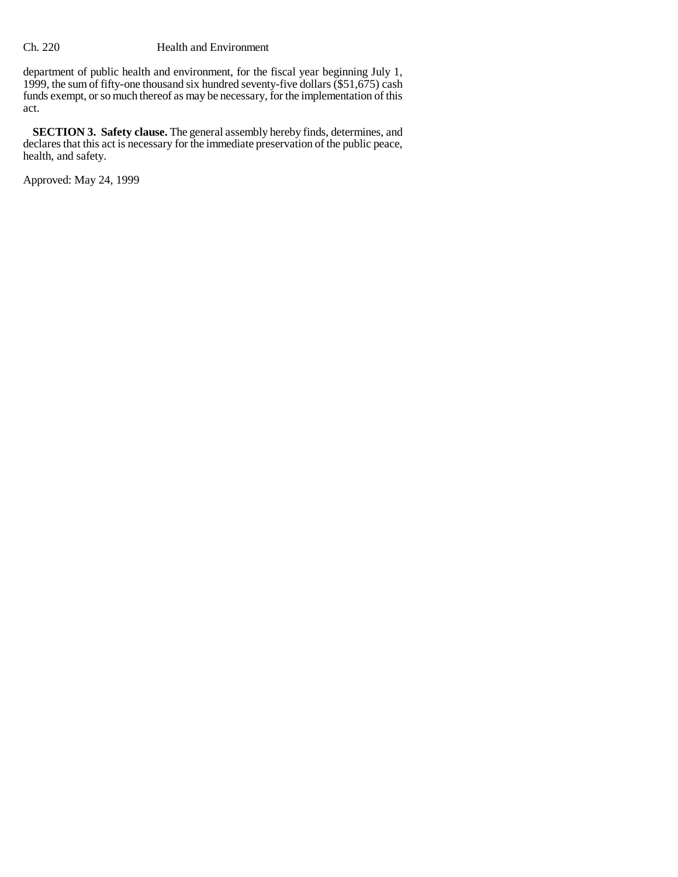department of public health and environment, for the fiscal year beginning July 1, 1999, the sum of fifty-one thousand six hundred seventy-five dollars ($51,675) cash funds exempt, or so much thereof as may be necessary, for the implementation of this act.

**SECTION 3. Safety clause.** The general assembly hereby finds, determines, and declares that this act is necessary for the immediate preservation of the public peace, health, and safety.

Approved: May 24, 1999